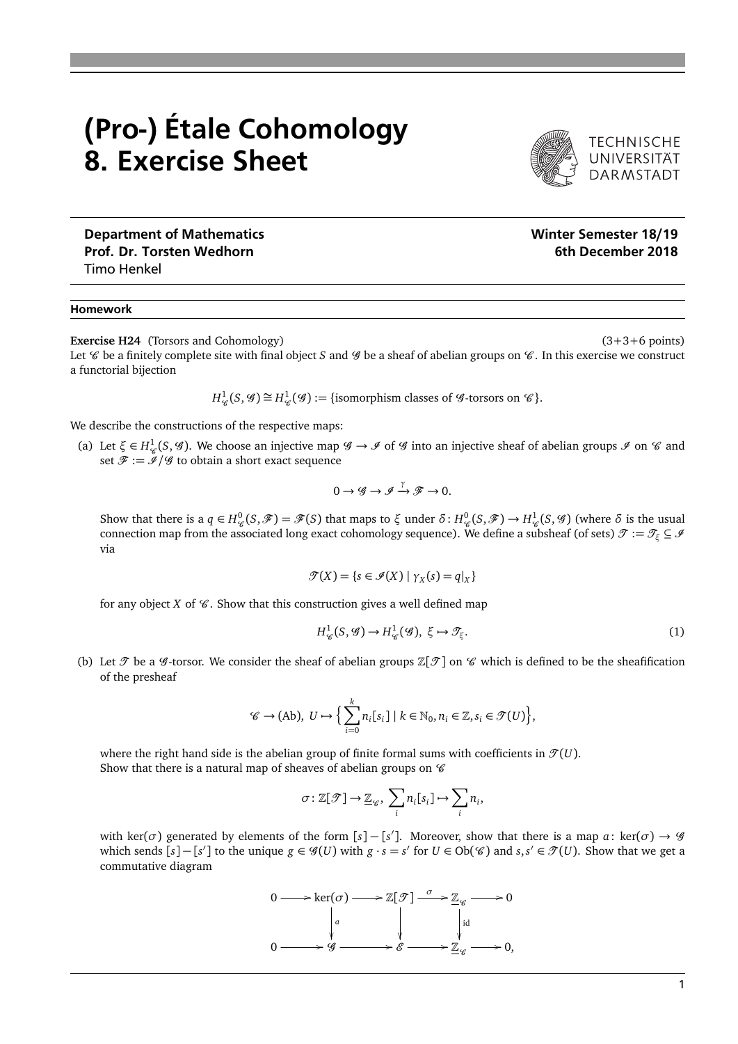# (Pro-) Étale Cohomology
# 8. Exercise Sheet

TECHNISCHE UNIVERSITÄT DARMSTADT

**Department of Mathematics**
**Prof. Dr. Torsten Wedhorn**
Timo Henkel

**Winter Semester 18/19**
**6th December 2018**

## Homework

**Exercise H24** (Torsors and Cohomology) (3+3+6 points)

Let $\mathscr{C}$ be a finitely complete site with final object $S$ and $\mathscr{G}$ be a sheaf of abelian groups on $\mathscr{C}$. In this exercise we construct a functorial bijection

$$H^1_{\mathscr{C}}(S, \mathscr{G}) \cong H^1_{\mathscr{C}}(\mathscr{G}) := \{\text{isomorphism classes of } \mathscr{G}\text{-torsors on } \mathscr{C}\}.$$

We describe the constructions of the respective maps:

(a) Let $\xi \in H^1_{\mathscr{C}}(S, \mathscr{G})$. We choose an injective map $\mathscr{G} \to \mathscr{I}$ of $\mathscr{G}$ into an injective sheaf of abelian groups $\mathscr{I}$ on $\mathscr{C}$ and set $\mathscr{F} := \mathscr{I}/\mathscr{G}$ to obtain a short exact sequence

$$0 \to \mathscr{G} \to \mathscr{I} \xrightarrow{\gamma} \mathscr{F} \to 0.$$

Show that there is a $q \in H^0_{\mathscr{C}}(S, \mathscr{F}) = \mathscr{F}(S)$ that maps to $\xi$ under $\delta \colon H^0_{\mathscr{C}}(S, \mathscr{F}) \to H^1_{\mathscr{C}}(S, \mathscr{G})$ (where $\delta$ is the usual connection map from the associated long exact cohomology sequence). We define a subsheaf (of sets) $\mathscr{T} := \mathscr{T}_\xi \subseteq \mathscr{I}$ via

$$\mathscr{T}(X) = \{s \in \mathscr{I}(X) \mid \gamma_X(s) = q|_X\}$$

for any object $X$ of $\mathscr{C}$. Show that this construction gives a well defined map

$$H^1_{\mathscr{C}}(S, \mathscr{G}) \to H^1_{\mathscr{C}}(\mathscr{G}),\ \xi \mapsto \mathscr{T}_\xi. \tag{1}$$

(b) Let $\mathscr{T}$ be a $\mathscr{G}$-torsor. We consider the sheaf of abelian groups $\mathbb{Z}[\mathscr{T}]$ on $\mathscr{C}$ which is defined to be the sheafification of the presheaf

$$\mathscr{C} \to (\mathrm{Ab}),\ U \mapsto \Big\{ \sum_{i=0}^{k} n_i [s_i] \mid k \in \mathbb{N}_0, n_i \in \mathbb{Z}, s_i \in \mathscr{T}(U) \Big\},$$

where the right hand side is the abelian group of finite formal sums with coefficients in $\mathscr{T}(U)$.
Show that there is a natural map of sheaves of abelian groups on $\mathscr{C}$

$$\sigma \colon \mathbb{Z}[\mathscr{T}] \to \underline{\mathbb{Z}}_{\mathscr{C}},\ \sum_i n_i [s_i] \mapsto \sum_i n_i,$$

with $\ker(\sigma)$ generated by elements of the form $[s] - [s']$. Moreover, show that there is a map $a \colon \ker(\sigma) \to \mathscr{G}$ which sends $[s] - [s']$ to the unique $g \in \mathscr{G}(U)$ with $g \cdot s = s'$ for $U \in \mathrm{Ob}(\mathscr{C})$ and $s, s' \in \mathscr{T}(U)$. Show that we get a commutative diagram

$$\begin{array}{ccccccccc}
0 & \longrightarrow & \ker(\sigma) & \longrightarrow & \mathbb{Z}[\mathscr{T}] & \xrightarrow{\sigma} & \underline{\mathbb{Z}}_{\mathscr{C}} & \longrightarrow & 0 \\
 & & \downarrow{\scriptstyle a} & & \downarrow & & \downarrow{\scriptstyle \mathrm{id}} & & \\
0 & \longrightarrow & \mathscr{G} & \longrightarrow & \mathscr{E} & \longrightarrow & \underline{\mathbb{Z}}_{\mathscr{C}} & \longrightarrow & 0,
\end{array}$$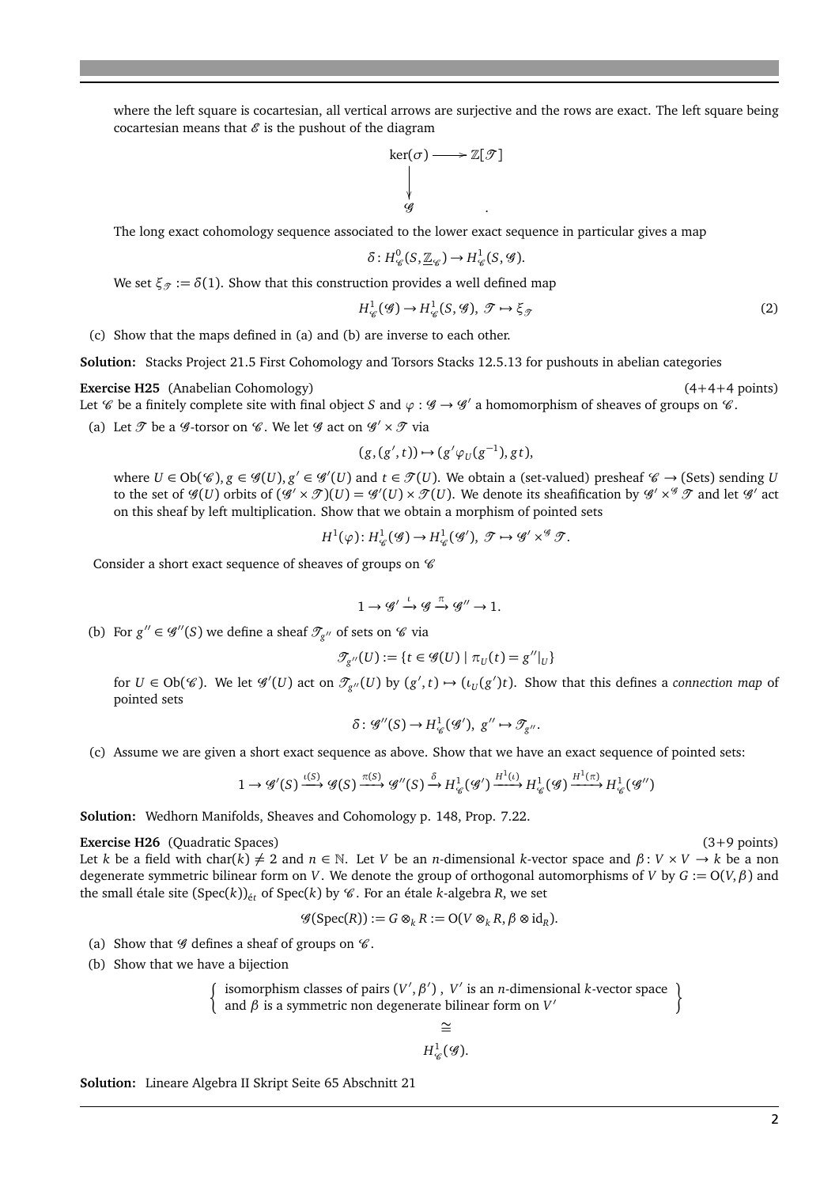where the left square is cocartesian, all vertical arrows are surjective and the rows are exact. The left square being cocartesian means that $\mathcal{E}$ is the pushout of the diagram

$$\begin{array}{ccc} \ker(\sigma) & \longrightarrow & \mathbb{Z}[\mathcal{T}] \\ \big\downarrow & & \\ \mathcal{G} & & \end{array}.$$

The long exact cohomology sequence associated to the lower exact sequence in particular gives a map

$$\delta\colon H^0_{\mathcal{C}}(S, \underline{\mathbb{Z}}_{\mathcal{C}}) \to H^1_{\mathcal{C}}(S, \mathcal{G}).$$

We set $\xi_{\mathcal{T}} := \delta(1)$. Show that this construction provides a well defined map

$$H^1_{\mathcal{C}}(\mathcal{G}) \to H^1_{\mathcal{C}}(S, \mathcal{G}),\ \mathcal{T} \mapsto \xi_{\mathcal{T}} \tag{2}$$

(c) Show that the maps defined in (a) and (b) are inverse to each other.

**Solution:** Stacks Project 21.5 First Cohomology and Torsors Stacks 12.5.13 for pushouts in abelian categories

**Exercise H25** (Anabelian Cohomology) (4+4+4 points)
Let $\mathcal{C}$ be a finitely complete site with final object $S$ and $\varphi: \mathcal{G} \to \mathcal{G}'$ a homomorphism of sheaves of groups on $\mathcal{C}$.

(a) Let $\mathcal{T}$ be a $\mathcal{G}$-torsor on $\mathcal{C}$. We let $\mathcal{G}$ act on $\mathcal{G}' \times \mathcal{T}$ via

$$(g, (g', t)) \mapsto (g'\varphi_U(g^{-1}), gt),$$

where $U \in \mathrm{Ob}(\mathcal{C})$, $g \in \mathcal{G}(U)$, $g' \in \mathcal{G}'(U)$ and $t \in \mathcal{T}(U)$. We obtain a (set-valued) presheaf $\mathcal{C} \to (\mathrm{Sets})$ sending $U$ to the set of $\mathcal{G}(U)$ orbits of $(\mathcal{G}' \times \mathcal{T})(U) = \mathcal{G}'(U) \times \mathcal{T}(U)$. We denote its sheafification by $\mathcal{G}' \times^{\mathcal{G}} \mathcal{T}$ and let $\mathcal{G}'$ act on this sheaf by left multiplication. Show that we obtain a morphism of pointed sets

$$H^1(\varphi)\colon H^1_{\mathcal{C}}(\mathcal{G}) \to H^1_{\mathcal{C}}(\mathcal{G}'),\ \mathcal{T} \mapsto \mathcal{G}' \times^{\mathcal{G}} \mathcal{T}.$$

Consider a short exact sequence of sheaves of groups on $\mathcal{C}$

$$1 \to \mathcal{G}' \xrightarrow{\iota} \mathcal{G} \xrightarrow{\pi} \mathcal{G}'' \to 1.$$

(b) For $g'' \in \mathcal{G}''(S)$ we define a sheaf $\mathcal{T}_{g''}$ of sets on $\mathcal{C}$ via

$$\mathcal{T}_{g''}(U) := \{t \in \mathcal{G}(U) \mid \pi_U(t) = g''|_U\}$$

for $U \in \mathrm{Ob}(\mathcal{C})$. We let $\mathcal{G}'(U)$ act on $\mathcal{T}_{g''}(U)$ by $(g', t) \mapsto (\iota_U(g')t)$. Show that this defines a *connection map* of pointed sets

$$\delta\colon \mathcal{G}''(S) \to H^1_{\mathcal{C}}(\mathcal{G}'),\ g'' \mapsto \mathcal{T}_{g''}.$$

(c) Assume we are given a short exact sequence as above. Show that we have an exact sequence of pointed sets:

$$1 \to \mathcal{G}'(S) \xrightarrow{\iota(S)} \mathcal{G}(S) \xrightarrow{\pi(S)} \mathcal{G}''(S) \xrightarrow{\delta} H^1_{\mathcal{C}}(\mathcal{G}') \xrightarrow{H^1(\iota)} H^1_{\mathcal{C}}(\mathcal{G}) \xrightarrow{H^1(\pi)} H^1_{\mathcal{C}}(\mathcal{G}'')$$

**Solution:** Wedhorn Manifolds, Sheaves and Cohomology p. 148, Prop. 7.22.

**Exercise H26** (Quadratic Spaces) (3+9 points)
Let $k$ be a field with $\mathrm{char}(k) \neq 2$ and $n \in \mathbb{N}$. Let $V$ be an $n$-dimensional $k$-vector space and $\beta\colon V \times V \to k$ be a non degenerate symmetric bilinear form on $V$. We denote the group of orthogonal automorphisms of $V$ by $G := \mathrm{O}(V, \beta)$ and the small étale site $(\mathrm{Spec}(k))_{\text{ét}}$ of $\mathrm{Spec}(k)$ by $\mathcal{C}$. For an étale $k$-algebra $R$, we set

$$\mathcal{G}(\mathrm{Spec}(R)) := G \otimes_k R := \mathrm{O}(V \otimes_k R, \beta \otimes \mathrm{id}_R).$$

(a) Show that $\mathcal{G}$ defines a sheaf of groups on $\mathcal{C}$.

(b) Show that we have a bijection

$$\left\{ \begin{array}{l} \text{isomorphism classes of pairs } (V', \beta')\text{, } V' \text{ is an } n\text{-dimensional } k\text{-vector space} \\ \text{and } \beta \text{ is a symmetric non degenerate bilinear form on } V' \end{array} \right\}$$
$$\cong$$
$$H^1_{\mathcal{C}}(\mathcal{G}).$$

**Solution:** Lineare Algebra II Skript Seite 65 Abschnitt 21